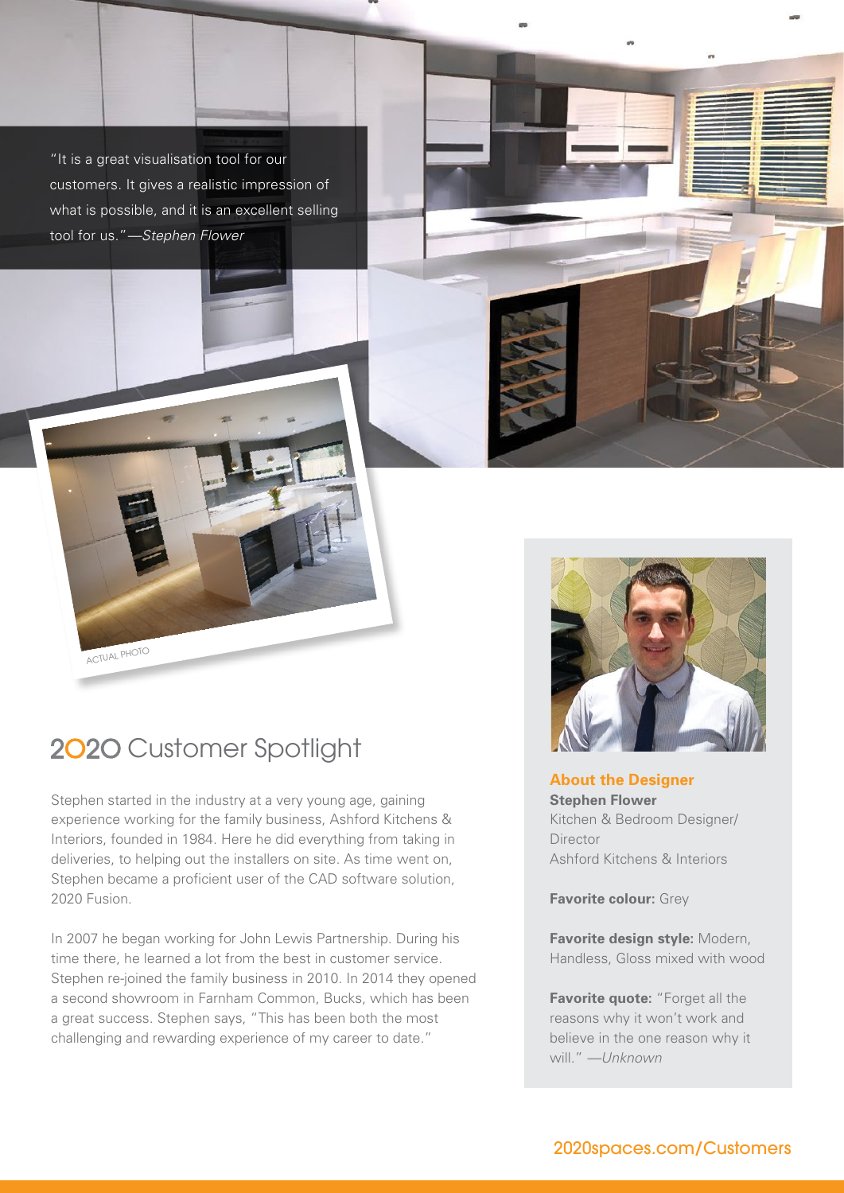"It is a great visualisation tool for our customers. It gives a realistic impression of what is possible, and it is an excellent selling tool for us."—*Stephen Flower*

ACTUAL PHOTO

# 2020 Customer Spotlight

Stephen started in the industry at a very young age, gaining experience working for the family business, Ashford Kitchens & Interiors, founded in 1984. Here he did everything from taking in deliveries, to helping out the installers on site. As time went on, Stephen became a proficient user of the CAD software solution, 2020 Fusion.

In 2007 he began working for John Lewis Partnership. During his time there, he learned a lot from the best in customer service. Stephen re-joined the family business in 2010. In 2014 they opened a second showroom in Farnham Common, Bucks, which has been a great success. Stephen says, "This has been both the most challenging and rewarding experience of my career to date."

## About the Designer

**Stephen Flower**
Kitchen & Bedroom Designer/Director
Ashford Kitchens & Interiors

**Favorite colour:** Grey

**Favorite design style:** Modern, Handless, Gloss mixed with wood

**Favorite quote:** "Forget all the reasons why it won't work and believe in the one reason why it will." *—Unknown*

2020spaces.com/Customers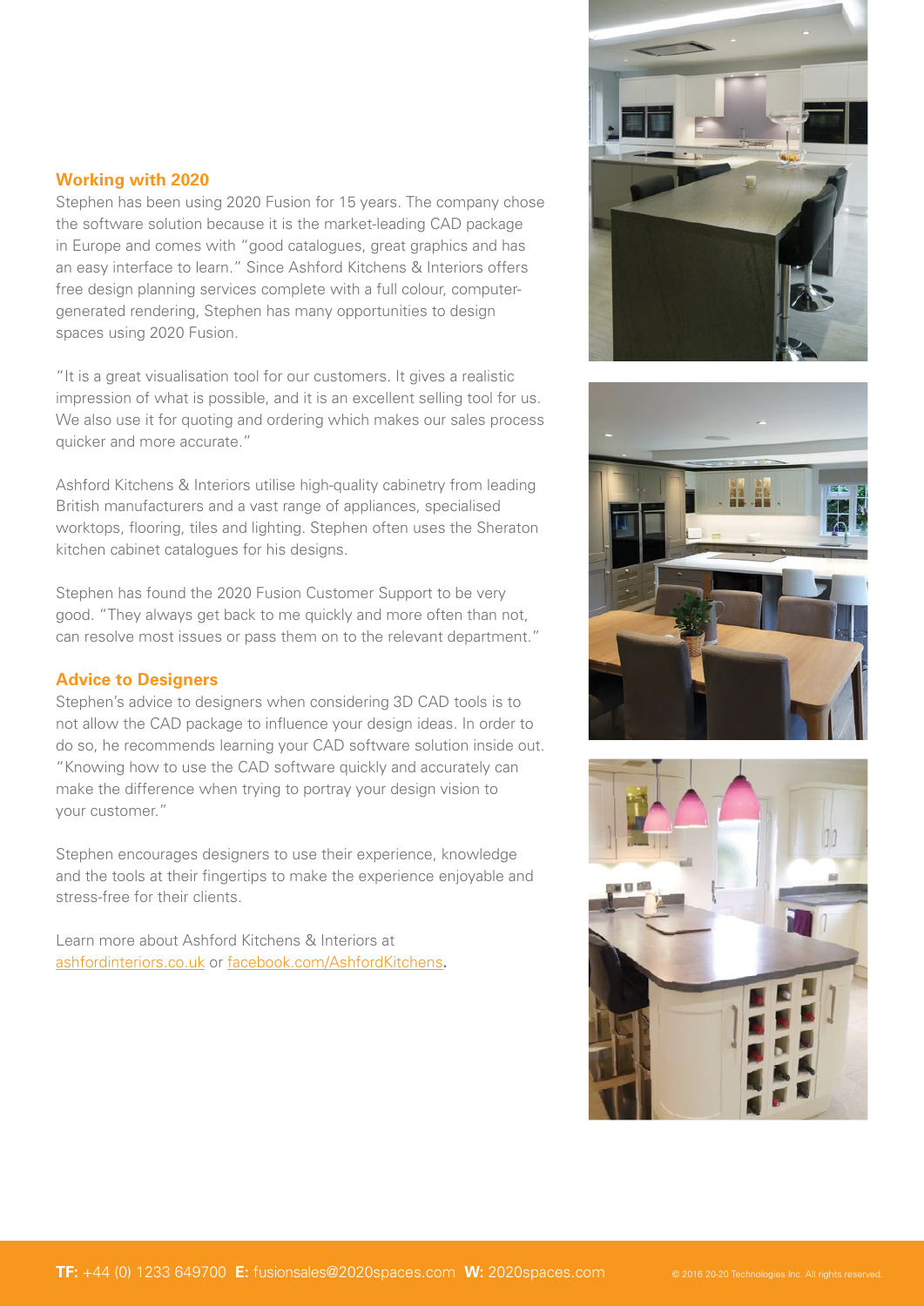## Working with 2020

Stephen has been using 2020 Fusion for 15 years. The company chose the software solution because it is the market-leading CAD package in Europe and comes with "good catalogues, great graphics and has an easy interface to learn." Since Ashford Kitchens & Interiors offers free design planning services complete with a full colour, computer-generated rendering, Stephen has many opportunities to design spaces using 2020 Fusion.

"It is a great visualisation tool for our customers. It gives a realistic impression of what is possible, and it is an excellent selling tool for us. We also use it for quoting and ordering which makes our sales process quicker and more accurate."

Ashford Kitchens & Interiors utilise high-quality cabinetry from leading British manufacturers and a vast range of appliances, specialised worktops, flooring, tiles and lighting. Stephen often uses the Sheraton kitchen cabinet catalogues for his designs.

Stephen has found the 2020 Fusion Customer Support to be very good. "They always get back to me quickly and more often than not, can resolve most issues or pass them on to the relevant department."

## Advice to Designers

Stephen's advice to designers when considering 3D CAD tools is to not allow the CAD package to influence your design ideas. In order to do so, he recommends learning your CAD software solution inside out. "Knowing how to use the CAD software quickly and accurately can make the difference when trying to portray your design vision to your customer."

Stephen encourages designers to use their experience, knowledge and the tools at their fingertips to make the experience enjoyable and stress-free for their clients.

Learn more about Ashford Kitchens & Interiors at [ashfordinteriors.co.uk](ashfordinteriors.co.uk) or [facebook.com/AshfordKitchens](facebook.com/AshfordKitchens).

**TF:** +44 (0) 1233 649700 **E:** fusionsales@2020spaces.com **W:** 2020spaces.com

© 2016 20-20 Technologies Inc. All rights reserved.